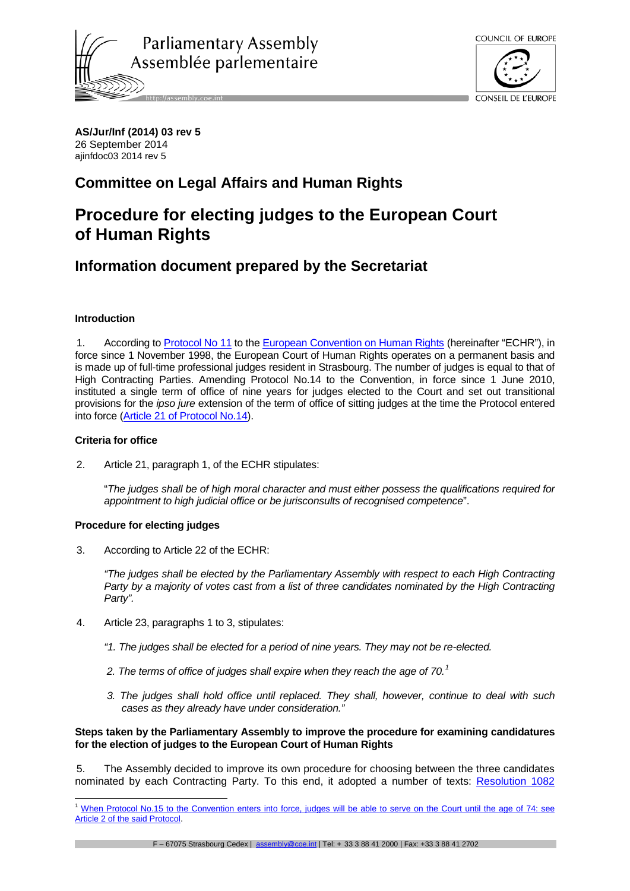Parliamentary Assembly
Assemblée parlementaire

COUNCIL OF EUROPE
CONSEIL DE L'EUROPE

**AS/Jur/Inf (2014) 03 rev 5**
26 September 2014
ajinfdoc03 2014 rev 5

## Committee on Legal Affairs and Human Rights

# Procedure for electing judges to the European Court of Human Rights

## Information document prepared by the Secretariat

### Introduction

1. According to Protocol No 11 to the European Convention on Human Rights (hereinafter "ECHR"), in force since 1 November 1998, the European Court of Human Rights operates on a permanent basis and is made up of full-time professional judges resident in Strasbourg. The number of judges is equal to that of High Contracting Parties. Amending Protocol No.14 to the Convention, in force since 1 June 2010, instituted a single term of office of nine years for judges elected to the Court and set out transitional provisions for the *ipso jure* extension of the term of office of sitting judges at the time the Protocol entered into force (Article 21 of Protocol No.14).

### Criteria for office

2. Article 21, paragraph 1, of the ECHR stipulates:

"*The judges shall be of high moral character and must either possess the qualifications required for appointment to high judicial office or be jurisconsults of recognised competence*".

### Procedure for electing judges

3. According to Article 22 of the ECHR:

*"The judges shall be elected by the Parliamentary Assembly with respect to each High Contracting Party by a majority of votes cast from a list of three candidates nominated by the High Contracting Party".*

4. Article 23, paragraphs 1 to 3, stipulates:

*"1. The judges shall be elected for a period of nine years. They may not be re-elected.*

*2. The terms of office of judges shall expire when they reach the age of 70.*[1]

*3. The judges shall hold office until replaced. They shall, however, continue to deal with such cases as they already have under consideration."*

### Steps taken by the Parliamentary Assembly to improve the procedure for examining candidatures for the election of judges to the European Court of Human Rights

5. The Assembly decided to improve its own procedure for choosing between the three candidates nominated by each Contracting Party. To this end, it adopted a number of texts: Resolution 1082

---

[1] When Protocol No.15 to the Convention enters into force, judges will be able to serve on the Court until the age of 74: see Article 2 of the said Protocol.

F – 67075 Strasbourg Cedex | assembly@coe.int | Tel: + 33 3 88 41 2000 | Fax: +33 3 88 41 2702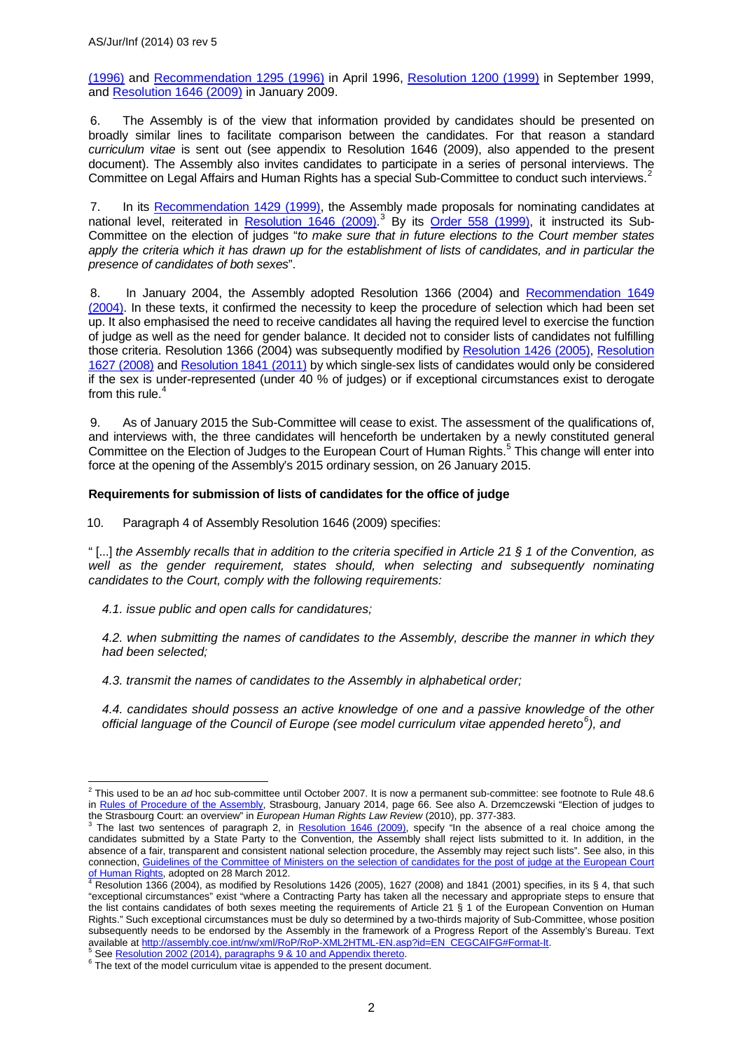(1996) and Recommendation 1295 (1996) in April 1996, Resolution 1200 (1999) in September 1999, and Resolution 1646 (2009) in January 2009.

6. The Assembly is of the view that information provided by candidates should be presented on broadly similar lines to facilitate comparison between the candidates. For that reason a standard *curriculum vitae* is sent out (see appendix to Resolution 1646 (2009), also appended to the present document). The Assembly also invites candidates to participate in a series of personal interviews. The Committee on Legal Affairs and Human Rights has a special Sub-Committee to conduct such interviews.[2]

7. In its Recommendation 1429 (1999), the Assembly made proposals for nominating candidates at national level, reiterated in Resolution 1646 (2009).[3] By its Order 558 (1999), it instructed its Sub-Committee on the election of judges "*to make sure that in future elections to the Court member states apply the criteria which it has drawn up for the establishment of lists of candidates, and in particular the presence of candidates of both sexes*".

8. In January 2004, the Assembly adopted Resolution 1366 (2004) and Recommendation 1649 (2004). In these texts, it confirmed the necessity to keep the procedure of selection which had been set up. It also emphasised the need to receive candidates all having the required level to exercise the function of judge as well as the need for gender balance. It decided not to consider lists of candidates not fulfilling those criteria. Resolution 1366 (2004) was subsequently modified by Resolution 1426 (2005), Resolution 1627 (2008) and Resolution 1841 (2011) by which single-sex lists of candidates would only be considered if the sex is under-represented (under 40 % of judges) or if exceptional circumstances exist to derogate from this rule.[4]

9. As of January 2015 the Sub-Committee will cease to exist. The assessment of the qualifications of, and interviews with, the three candidates will henceforth be undertaken by a newly constituted general Committee on the Election of Judges to the European Court of Human Rights.[5] This change will enter into force at the opening of the Assembly's 2015 ordinary session, on 26 January 2015.

**Requirements for submission of lists of candidates for the office of judge**

10. Paragraph 4 of Assembly Resolution 1646 (2009) specifies:

" [...] *the Assembly recalls that in addition to the criteria specified in Article 21 § 1 of the Convention, as well as the gender requirement, states should, when selecting and subsequently nominating candidates to the Court, comply with the following requirements:*

*4.1. issue public and open calls for candidatures;*

*4.2. when submitting the names of candidates to the Assembly, describe the manner in which they had been selected;*

*4.3. transmit the names of candidates to the Assembly in alphabetical order;*

*4.4. candidates should possess an active knowledge of one and a passive knowledge of the other official language of the Council of Europe (see model curriculum vitae appended hereto[6]), and*

---

[2] This used to be an *ad* hoc sub-committee until October 2007. It is now a permanent sub-committee: see footnote to Rule 48.6 in Rules of Procedure of the Assembly, Strasbourg, January 2014, page 66. See also A. Drzemczewski "Election of judges to the Strasbourg Court: an overview" in *European Human Rights Law Review* (2010), pp. 377-383.

[3] The last two sentences of paragraph 2, in Resolution 1646 (2009), specify "In the absence of a real choice among the candidates submitted by a State Party to the Convention, the Assembly shall reject lists submitted to it. In addition, in the absence of a fair, transparent and consistent national selection procedure, the Assembly may reject such lists". See also, in this connection, Guidelines of the Committee of Ministers on the selection of candidates for the post of judge at the European Court of Human Rights, adopted on 28 March 2012.

[4] Resolution 1366 (2004), as modified by Resolutions 1426 (2005), 1627 (2008) and 1841 (2001) specifies, in its § 4, that such "exceptional circumstances" exist "where a Contracting Party has taken all the necessary and appropriate steps to ensure that the list contains candidates of both sexes meeting the requirements of Article 21 § 1 of the European Convention on Human Rights." Such exceptional circumstances must be duly so determined by a two-thirds majority of Sub-Committee, whose position subsequently needs to be endorsed by the Assembly in the framework of a Progress Report of the Assembly's Bureau. Text available at http://assembly.coe.int/nw/xml/RoP/RoP-XML2HTML-EN.asp?id=EN_CEGCAIFG#Format-It.

[5] See Resolution 2002 (2014), paragraphs 9 & 10 and Appendix thereto.

[6] The text of the model curriculum vitae is appended to the present document.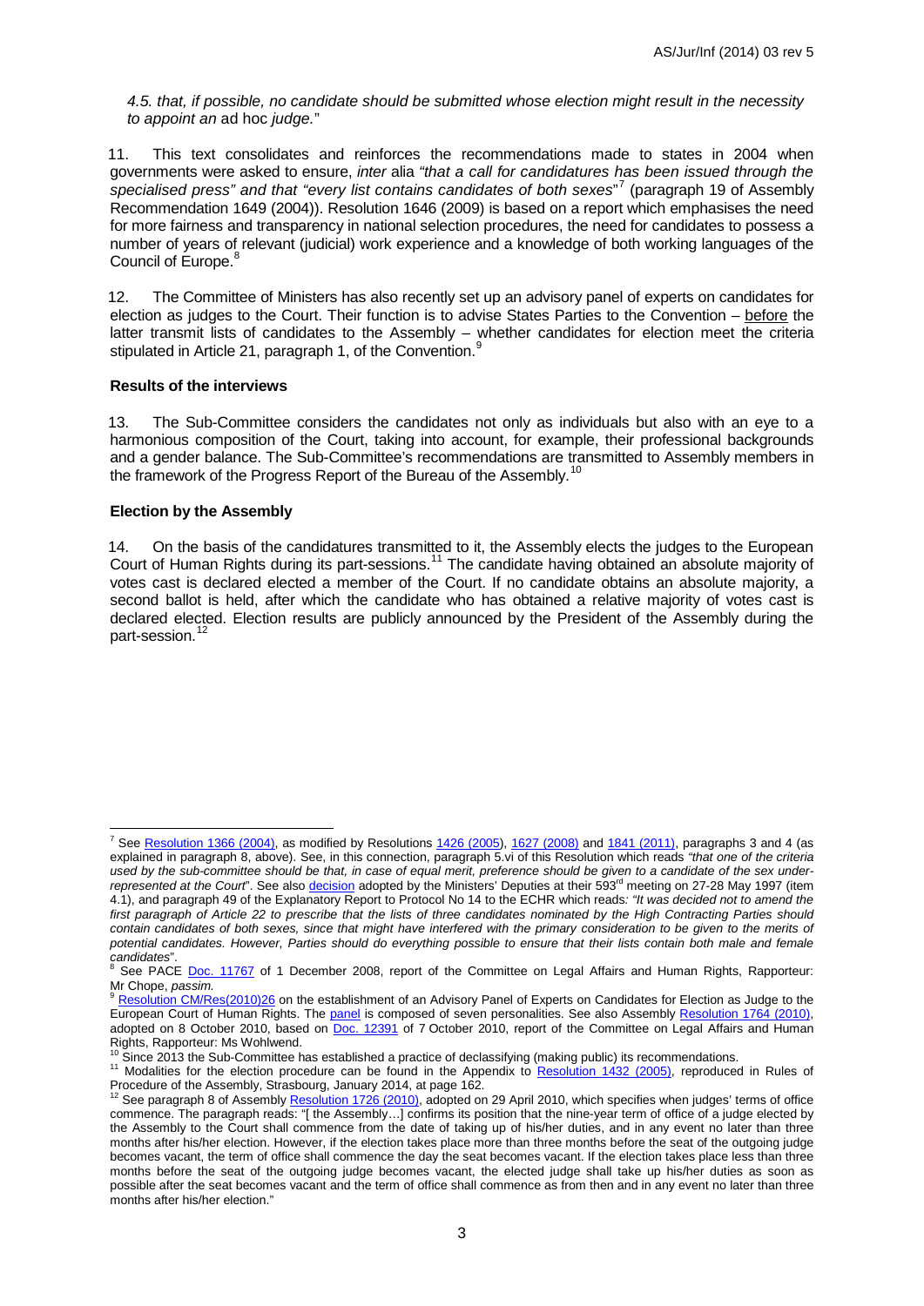*4.5. that, if possible, no candidate should be submitted whose election might result in the necessity to appoint an* ad hoc *judge.*"

11. This text consolidates and reinforces the recommendations made to states in 2004 when governments were asked to ensure, *inter* alia *"that a call for candidatures has been issued through the specialised press" and that "every list contains candidates of both sexes*"[7] (paragraph 19 of Assembly Recommendation 1649 (2004)). Resolution 1646 (2009) is based on a report which emphasises the need for more fairness and transparency in national selection procedures, the need for candidates to possess a number of years of relevant (judicial) work experience and a knowledge of both working languages of the Council of Europe.[8]

12. The Committee of Ministers has also recently set up an advisory panel of experts on candidates for election as judges to the Court. Their function is to advise States Parties to the Convention – before the latter transmit lists of candidates to the Assembly – whether candidates for election meet the criteria stipulated in Article 21, paragraph 1, of the Convention.[9]

**Results of the interviews**

13. The Sub-Committee considers the candidates not only as individuals but also with an eye to a harmonious composition of the Court, taking into account, for example, their professional backgrounds and a gender balance. The Sub-Committee's recommendations are transmitted to Assembly members in the framework of the Progress Report of the Bureau of the Assembly.[10]

**Election by the Assembly**

14. On the basis of the candidatures transmitted to it, the Assembly elects the judges to the European Court of Human Rights during its part-sessions.[11] The candidate having obtained an absolute majority of votes cast is declared elected a member of the Court. If no candidate obtains an absolute majority, a second ballot is held, after which the candidate who has obtained a relative majority of votes cast is declared elected. Election results are publicly announced by the President of the Assembly during the part-session.[12]

---

[7] See Resolution 1366 (2004), as modified by Resolutions 1426 (2005), 1627 (2008) and 1841 (2011), paragraphs 3 and 4 (as explained in paragraph 8, above). See, in this connection, paragraph 5.vi of this Resolution which reads *"that one of the criteria used by the sub-committee should be that, in case of equal merit, preference should be given to a candidate of the sex under-represented at the Court*". See also decision adopted by the Ministers' Deputies at their 593rd meeting on 27-28 May 1997 (item 4.1), and paragraph 49 of the Explanatory Report to Protocol No 14 to the ECHR which reads*: "It was decided not to amend the first paragraph of Article 22 to prescribe that the lists of three candidates nominated by the High Contracting Parties should contain candidates of both sexes, since that might have interfered with the primary consideration to be given to the merits of potential candidates. However, Parties should do everything possible to ensure that their lists contain both male and female candidates*".

[8] See PACE Doc. 11767 of 1 December 2008, report of the Committee on Legal Affairs and Human Rights, Rapporteur: Mr Chope, *passim.*

[9] Resolution CM/Res(2010)26 on the establishment of an Advisory Panel of Experts on Candidates for Election as Judge to the European Court of Human Rights. The panel is composed of seven personalities. See also Assembly Resolution 1764 (2010), adopted on 8 October 2010, based on Doc. 12391 of 7 October 2010, report of the Committee on Legal Affairs and Human Rights, Rapporteur: Ms Wohlwend.

[10] Since 2013 the Sub-Committee has established a practice of declassifying (making public) its recommendations.

[11] Modalities for the election procedure can be found in the Appendix to Resolution 1432 (2005), reproduced in Rules of Procedure of the Assembly, Strasbourg, January 2014, at page 162.

[12] See paragraph 8 of Assembly Resolution 1726 (2010), adopted on 29 April 2010, which specifies when judges' terms of office commence. The paragraph reads: "[ the Assembly…] confirms its position that the nine-year term of office of a judge elected by the Assembly to the Court shall commence from the date of taking up of his/her duties, and in any event no later than three months after his/her election. However, if the election takes place more than three months before the seat of the outgoing judge becomes vacant, the term of office shall commence the day the seat becomes vacant. If the election takes place less than three months before the seat of the outgoing judge becomes vacant, the elected judge shall take up his/her duties as soon as possible after the seat becomes vacant and the term of office shall commence as from then and in any event no later than three months after his/her election."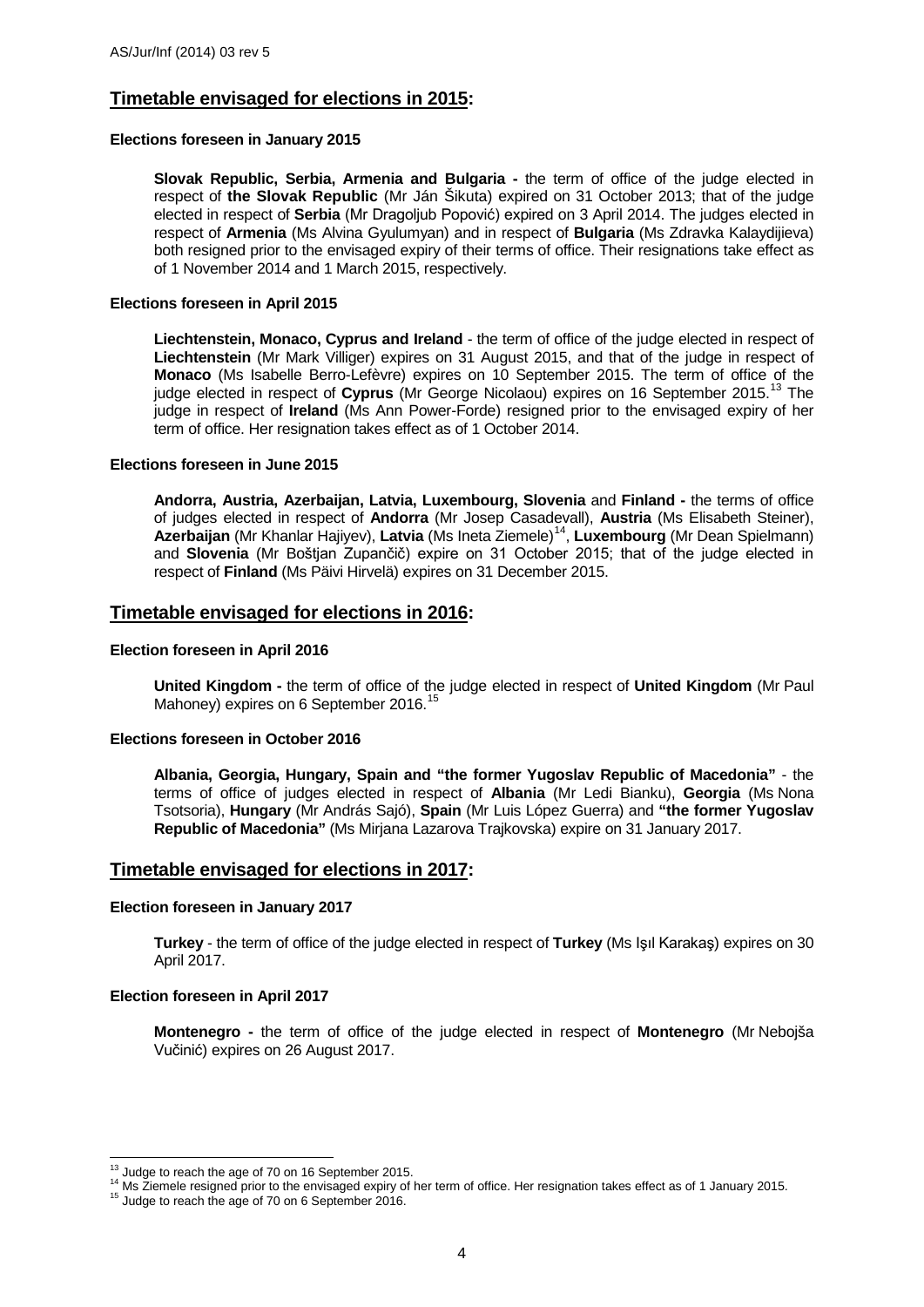## **Timetable envisaged for elections in 2015:**

**Elections foreseen in January 2015**

**Slovak Republic, Serbia, Armenia and Bulgaria -** the term of office of the judge elected in respect of **the Slovak Republic** (Mr Ján Šikuta) expired on 31 October 2013; that of the judge elected in respect of **Serbia** (Mr Dragoljub Popović) expired on 3 April 2014. The judges elected in respect of **Armenia** (Ms Alvina Gyulumyan) and in respect of **Bulgaria** (Ms Zdravka Kalaydijieva) both resigned prior to the envisaged expiry of their terms of office. Their resignations take effect as of 1 November 2014 and 1 March 2015, respectively.

**Elections foreseen in April 2015**

**Liechtenstein, Monaco, Cyprus and Ireland** - the term of office of the judge elected in respect of **Liechtenstein** (Mr Mark Villiger) expires on 31 August 2015, and that of the judge in respect of **Monaco** (Ms Isabelle Berro-Lefèvre) expires on 10 September 2015. The term of office of the judge elected in respect of **Cyprus** (Mr George Nicolaou) expires on 16 September 2015.[13] The judge in respect of **Ireland** (Ms Ann Power-Forde) resigned prior to the envisaged expiry of her term of office. Her resignation takes effect as of 1 October 2014.

**Elections foreseen in June 2015**

**Andorra, Austria, Azerbaijan, Latvia, Luxembourg, Slovenia** and **Finland -** the terms of office of judges elected in respect of **Andorra** (Mr Josep Casadevall), **Austria** (Ms Elisabeth Steiner), **Azerbaijan** (Mr Khanlar Hajiyev), **Latvia** (Ms Ineta Ziemele)[14], **Luxembourg** (Mr Dean Spielmann) and **Slovenia** (Mr Boštjan Zupančič) expire on 31 October 2015; that of the judge elected in respect of **Finland** (Ms Päivi Hirvelä) expires on 31 December 2015.

## **Timetable envisaged for elections in 2016:**

**Election foreseen in April 2016**

**United Kingdom -** the term of office of the judge elected in respect of **United Kingdom** (Mr Paul Mahoney) expires on 6 September 2016.[15]

**Elections foreseen in October 2016**

**Albania, Georgia, Hungary, Spain and "the former Yugoslav Republic of Macedonia"** - the terms of office of judges elected in respect of **Albania** (Mr Ledi Bianku), **Georgia** (Ms Nona Tsotsoria), **Hungary** (Mr András Sajó), **Spain** (Mr Luis López Guerra) and **"the former Yugoslav Republic of Macedonia"** (Ms Mirjana Lazarova Trajkovska) expire on 31 January 2017.

## **Timetable envisaged for elections in 2017:**

**Election foreseen in January 2017**

**Turkey** - the term of office of the judge elected in respect of **Turkey** (Ms Işıl Karakaş) expires on 30 April 2017.

**Election foreseen in April 2017**

**Montenegro -** the term of office of the judge elected in respect of **Montenegro** (Mr Nebojša Vučinić) expires on 26 August 2017.

---

[13] Judge to reach the age of 70 on 16 September 2015.

[14] Ms Ziemele resigned prior to the envisaged expiry of her term of office. Her resignation takes effect as of 1 January 2015.

[15] Judge to reach the age of 70 on 6 September 2016.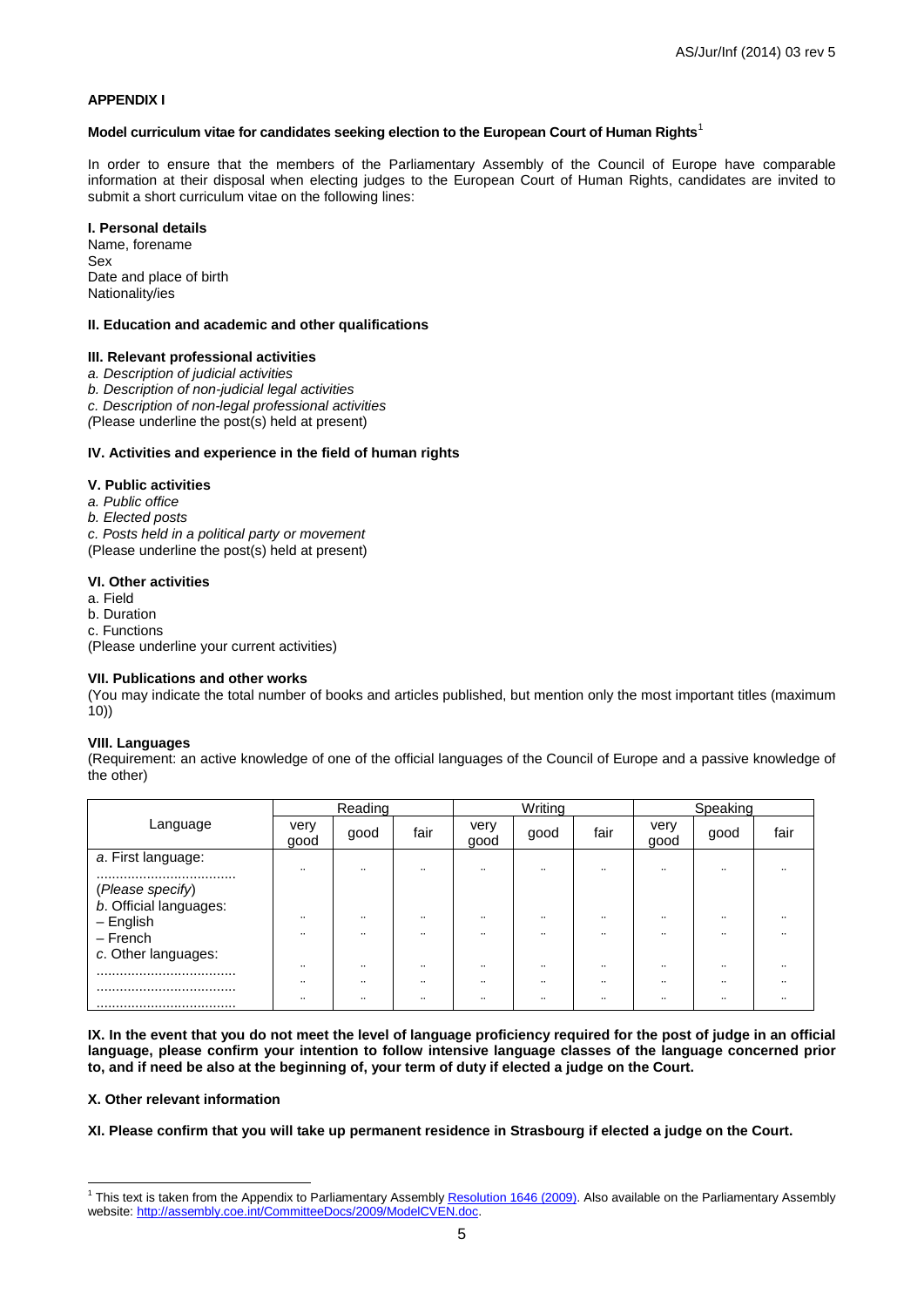**APPENDIX I**

**Model curriculum vitae for candidates seeking election to the European Court of Human Rights**[1]

In order to ensure that the members of the Parliamentary Assembly of the Council of Europe have comparable information at their disposal when electing judges to the European Court of Human Rights, candidates are invited to submit a short curriculum vitae on the following lines:

**I. Personal details**
Name, forename
Sex
Date and place of birth
Nationality/ies

**II. Education and academic and other qualifications**

**III. Relevant professional activities**
*a. Description of judicial activities*
*b. Description of non-judicial legal activities*
*c. Description of non-legal professional activities*
*(*Please underline the post(s) held at present)

**IV. Activities and experience in the field of human rights**

**V. Public activities**
*a. Public office*
*b. Elected posts*
*c. Posts held in a political party or movement*
(Please underline the post(s) held at present)

**VI. Other activities**
a. Field
b. Duration
c. Functions
(Please underline your current activities)

**VII. Publications and other works**
(You may indicate the total number of books and articles published, but mention only the most important titles (maximum 10))

**VIII. Languages**
(Requirement: an active knowledge of one of the official languages of the Council of Europe and a passive knowledge of the other)

| Language | Reading | | | Writing | | | Speaking | | |
|---|---|---|---|---|---|---|---|---|---|
| | very good | good | fair | very good | good | fair | very good | good | fair |
| *a.* First language: .................................... (*Please specify*) | .. | .. | .. | .. | .. | .. | .. | .. | .. |
| *b.* Official languages: | | | | | | | | | |
| – English | .. | .. | .. | .. | .. | .. | .. | .. | .. |
| – French | .. | .. | .. | .. | .. | .. | .. | .. | .. |
| *c.* Other languages: | | | | | | | | | |
| .................................... | .. | .. | .. | .. | .. | .. | .. | .. | .. |
| .................................... | .. | .. | .. | .. | .. | .. | .. | .. | .. |
| .................................... | .. | .. | .. | .. | .. | .. | .. | .. | .. |

**IX. In the event that you do not meet the level of language proficiency required for the post of judge in an official language, please confirm your intention to follow intensive language classes of the language concerned prior to, and if need be also at the beginning of, your term of duty if elected a judge on the Court.**

**X. Other relevant information**

**XI. Please confirm that you will take up permanent residence in Strasbourg if elected a judge on the Court.**

---

[1] This text is taken from the Appendix to Parliamentary Assembly Resolution 1646 (2009). Also available on the Parliamentary Assembly website: http://assembly.coe.int/CommitteeDocs/2009/ModelCVEN.doc.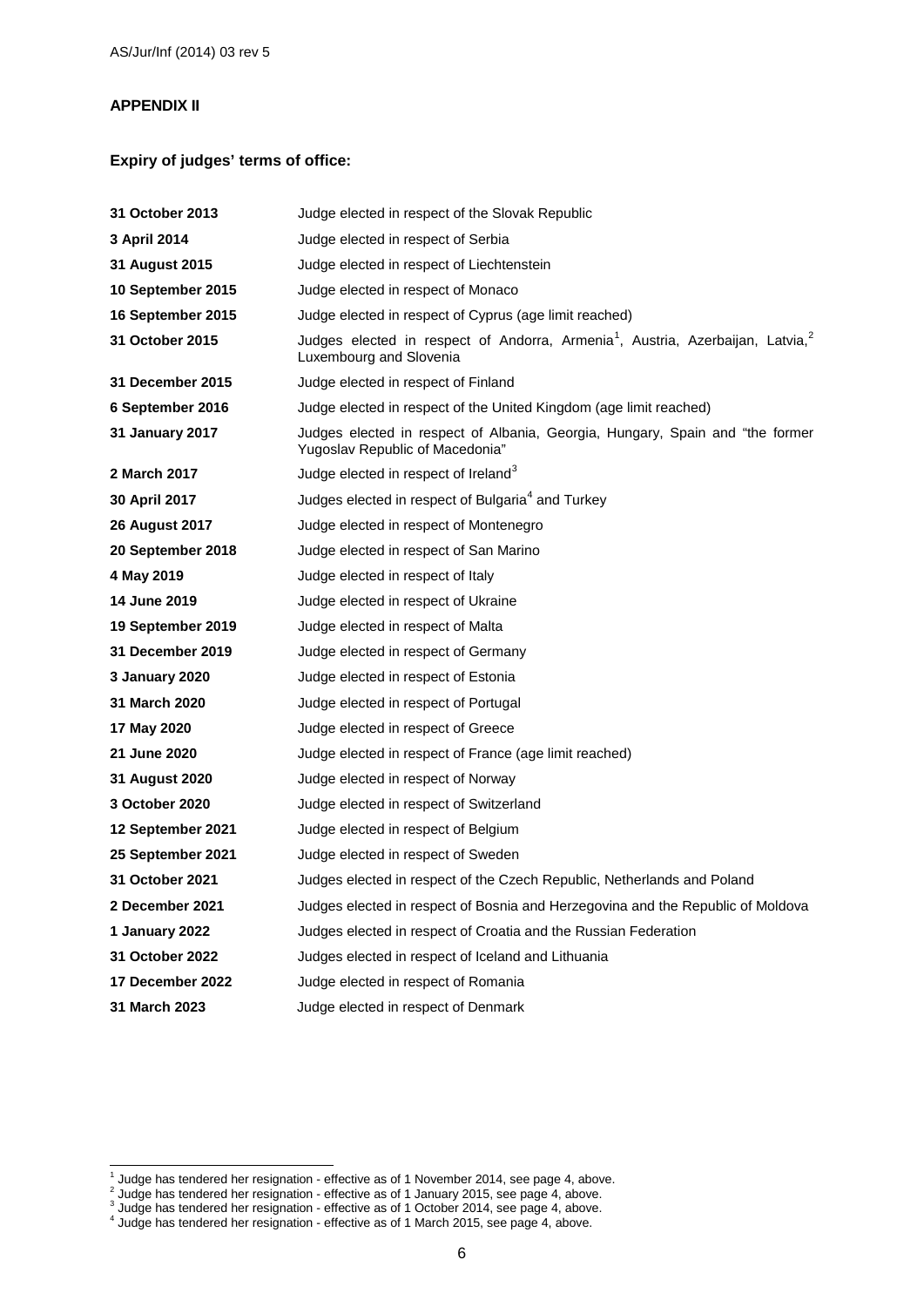## APPENDIX II

### Expiry of judges' terms of office:

| | |
|---|---|
| **31 October 2013** | Judge elected in respect of the Slovak Republic |
| **3 April 2014** | Judge elected in respect of Serbia |
| **31 August 2015** | Judge elected in respect of Liechtenstein |
| **10 September 2015** | Judge elected in respect of Monaco |
| **16 September 2015** | Judge elected in respect of Cyprus (age limit reached) |
| **31 October 2015** | Judges elected in respect of Andorra, Armenia[1], Austria, Azerbaijan, Latvia,[2] Luxembourg and Slovenia |
| **31 December 2015** | Judge elected in respect of Finland |
| **6 September 2016** | Judge elected in respect of the United Kingdom (age limit reached) |
| **31 January 2017** | Judges elected in respect of Albania, Georgia, Hungary, Spain and "the former Yugoslav Republic of Macedonia" |
| **2 March 2017** | Judge elected in respect of Ireland[3] |
| **30 April 2017** | Judges elected in respect of Bulgaria[4] and Turkey |
| **26 August 2017** | Judge elected in respect of Montenegro |
| **20 September 2018** | Judge elected in respect of San Marino |
| **4 May 2019** | Judge elected in respect of Italy |
| **14 June 2019** | Judge elected in respect of Ukraine |
| **19 September 2019** | Judge elected in respect of Malta |
| **31 December 2019** | Judge elected in respect of Germany |
| **3 January 2020** | Judge elected in respect of Estonia |
| **31 March 2020** | Judge elected in respect of Portugal |
| **17 May 2020** | Judge elected in respect of Greece |
| **21 June 2020** | Judge elected in respect of France (age limit reached) |
| **31 August 2020** | Judge elected in respect of Norway |
| **3 October 2020** | Judge elected in respect of Switzerland |
| **12 September 2021** | Judge elected in respect of Belgium |
| **25 September 2021** | Judge elected in respect of Sweden |
| **31 October 2021** | Judges elected in respect of the Czech Republic, Netherlands and Poland |
| **2 December 2021** | Judges elected in respect of Bosnia and Herzegovina and the Republic of Moldova |
| **1 January 2022** | Judges elected in respect of Croatia and the Russian Federation |
| **31 October 2022** | Judges elected in respect of Iceland and Lithuania |
| **17 December 2022** | Judge elected in respect of Romania |
| **31 March 2023** | Judge elected in respect of Denmark |

---

[1] Judge has tendered her resignation - effective as of 1 November 2014, see page 4, above.
[2] Judge has tendered her resignation - effective as of 1 January 2015, see page 4, above.
[3] Judge has tendered her resignation - effective as of 1 October 2014, see page 4, above.
[4] Judge has tendered her resignation - effective as of 1 March 2015, see page 4, above.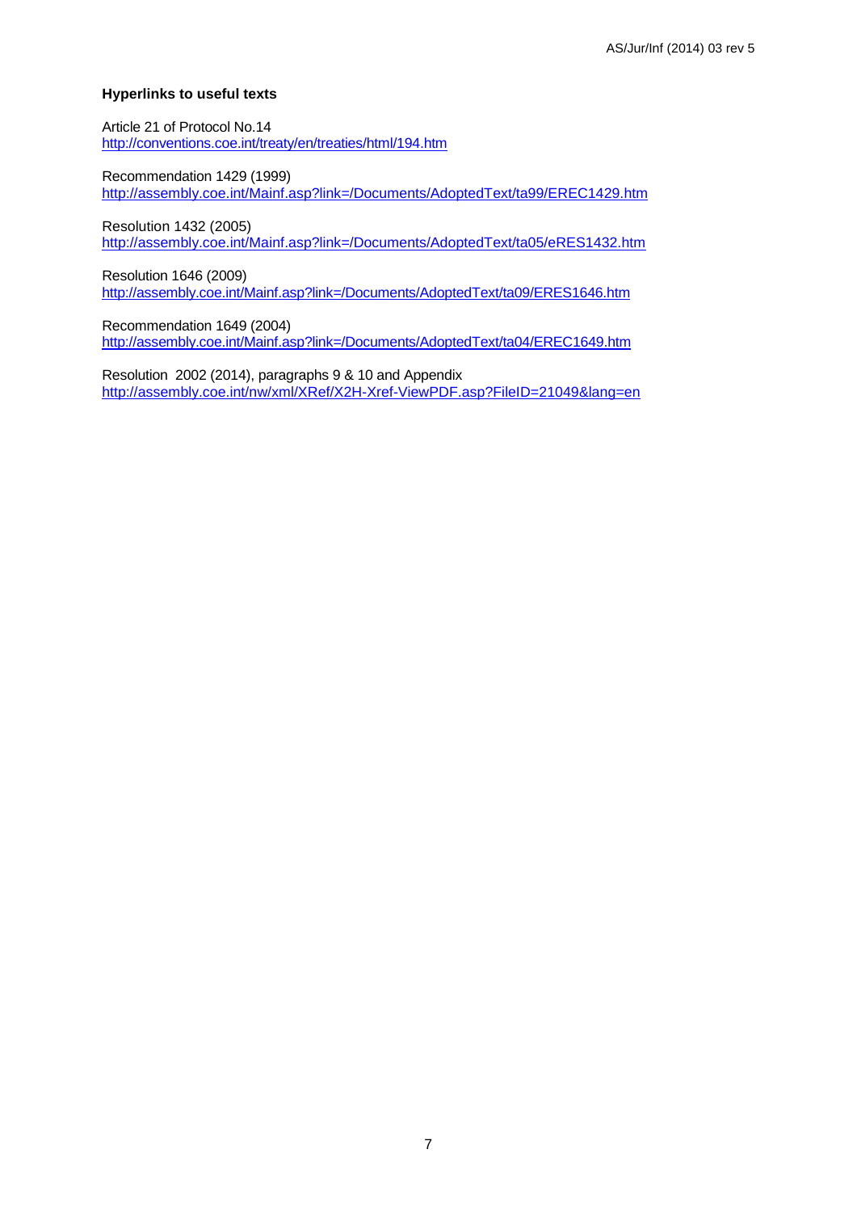**Hyperlinks to useful texts**

Article 21 of Protocol No.14
http://conventions.coe.int/treaty/en/treaties/html/194.htm

Recommendation 1429 (1999)
http://assembly.coe.int/Mainf.asp?link=/Documents/AdoptedText/ta99/EREC1429.htm

Resolution 1432 (2005)
http://assembly.coe.int/Mainf.asp?link=/Documents/AdoptedText/ta05/eRES1432.htm

Resolution 1646 (2009)
http://assembly.coe.int/Mainf.asp?link=/Documents/AdoptedText/ta09/ERES1646.htm

Recommendation 1649 (2004)
http://assembly.coe.int/Mainf.asp?link=/Documents/AdoptedText/ta04/EREC1649.htm

Resolution 2002 (2014), paragraphs 9 & 10 and Appendix
http://assembly.coe.int/nw/xml/XRef/X2H-Xref-ViewPDF.asp?FileID=21049&lang=en